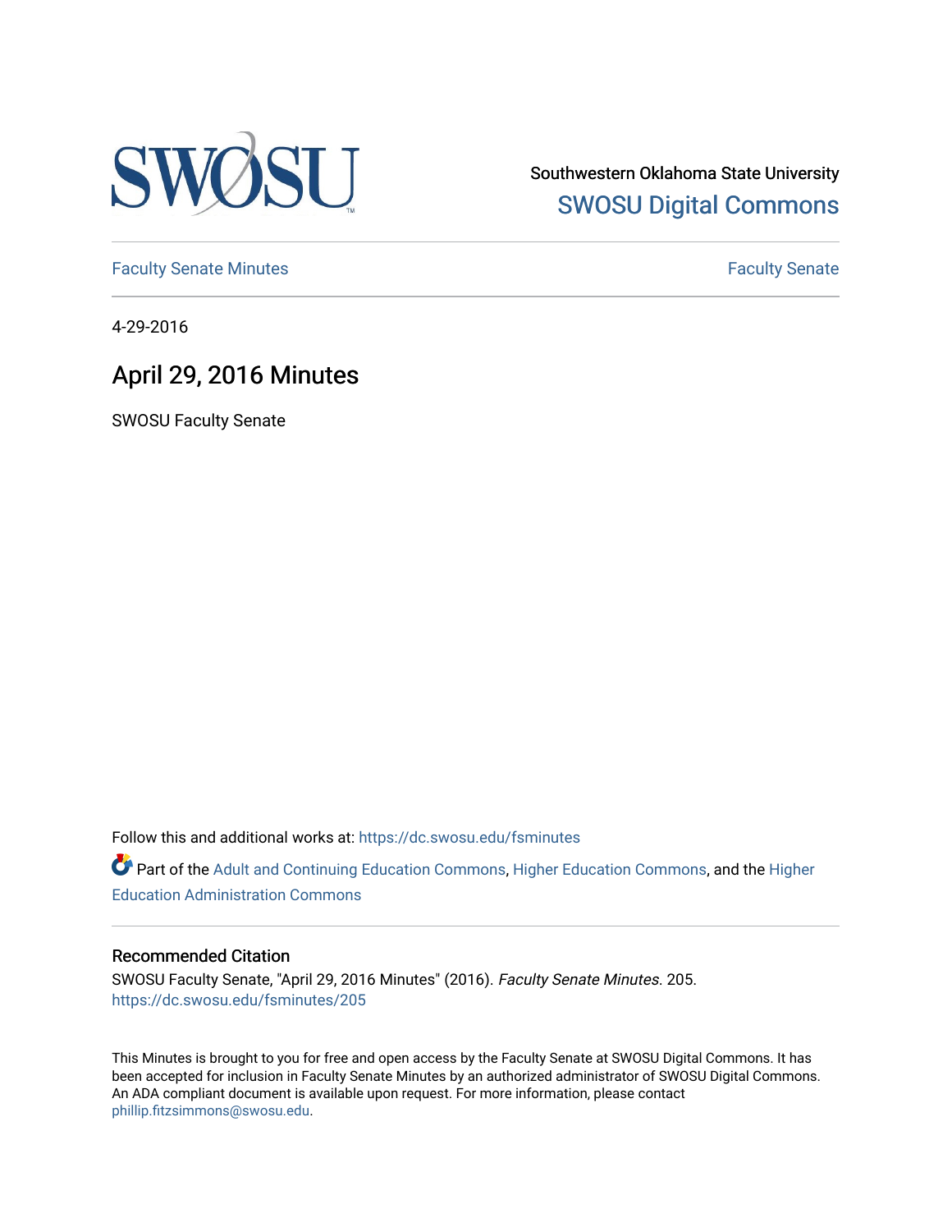Southwestern Oklahoma State University

SWOSU Digital Commons

Faculty Senate Minutes

Faculty Senate

4-29-2016

# April 29, 2016 Minutes

SWOSU Faculty Senate

Follow this and additional works at: https://dc.swosu.edu/fsminutes

Part of the Adult and Continuing Education Commons, Higher Education Commons, and the Higher Education Administration Commons

### Recommended Citation

SWOSU Faculty Senate, "April 29, 2016 Minutes" (2016). *Faculty Senate Minutes*. 205.
https://dc.swosu.edu/fsminutes/205

This Minutes is brought to you for free and open access by the Faculty Senate at SWOSU Digital Commons. It has been accepted for inclusion in Faculty Senate Minutes by an authorized administrator of SWOSU Digital Commons. An ADA compliant document is available upon request. For more information, please contact phillip.fitzsimmons@swosu.edu.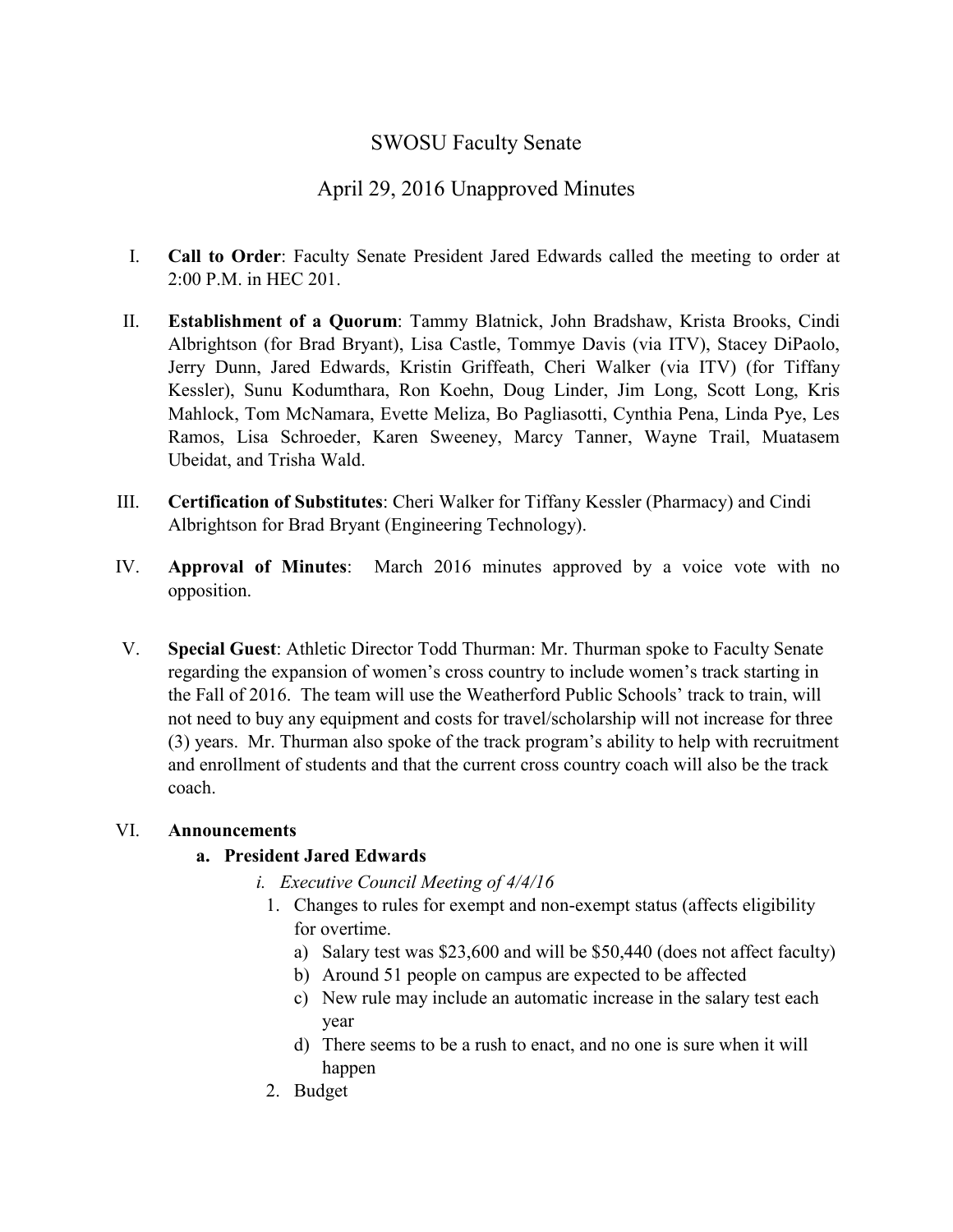# SWOSU Faculty Senate

## April 29, 2016 Unapproved Minutes

I. **Call to Order**: Faculty Senate President Jared Edwards called the meeting to order at 2:00 P.M. in HEC 201.

II. **Establishment of a Quorum**: Tammy Blatnick, John Bradshaw, Krista Brooks, Cindi Albrightson (for Brad Bryant), Lisa Castle, Tommye Davis (via ITV), Stacey DiPaolo, Jerry Dunn, Jared Edwards, Kristin Griffeath, Cheri Walker (via ITV) (for Tiffany Kessler), Sunu Kodumthara, Ron Koehn, Doug Linder, Jim Long, Scott Long, Kris Mahlock, Tom McNamara, Evette Meliza, Bo Pagliasotti, Cynthia Pena, Linda Pye, Les Ramos, Lisa Schroeder, Karen Sweeney, Marcy Tanner, Wayne Trail, Muatasem Ubeidat, and Trisha Wald.

III. **Certification of Substitutes**: Cheri Walker for Tiffany Kessler (Pharmacy) and Cindi Albrightson for Brad Bryant (Engineering Technology).

IV. **Approval of Minutes**: March 2016 minutes approved by a voice vote with no opposition.

V. **Special Guest**: Athletic Director Todd Thurman: Mr. Thurman spoke to Faculty Senate regarding the expansion of women's cross country to include women's track starting in the Fall of 2016. The team will use the Weatherford Public Schools' track to train, will not need to buy any equipment and costs for travel/scholarship will not increase for three (3) years. Mr. Thurman also spoke of the track program's ability to help with recruitment and enrollment of students and that the current cross country coach will also be the track coach.

VI. **Announcements**

   a. **President Jared Edwards**

      i. *Executive Council Meeting of 4/4/16*

         1. Changes to rules for exempt and non-exempt status (affects eligibility for overtime.
            a) Salary test was $23,600 and will be $50,440 (does not affect faculty)
            b) Around 51 people on campus are expected to be affected
            c) New rule may include an automatic increase in the salary test each year
            d) There seems to be a rush to enact, and no one is sure when it will happen
         2. Budget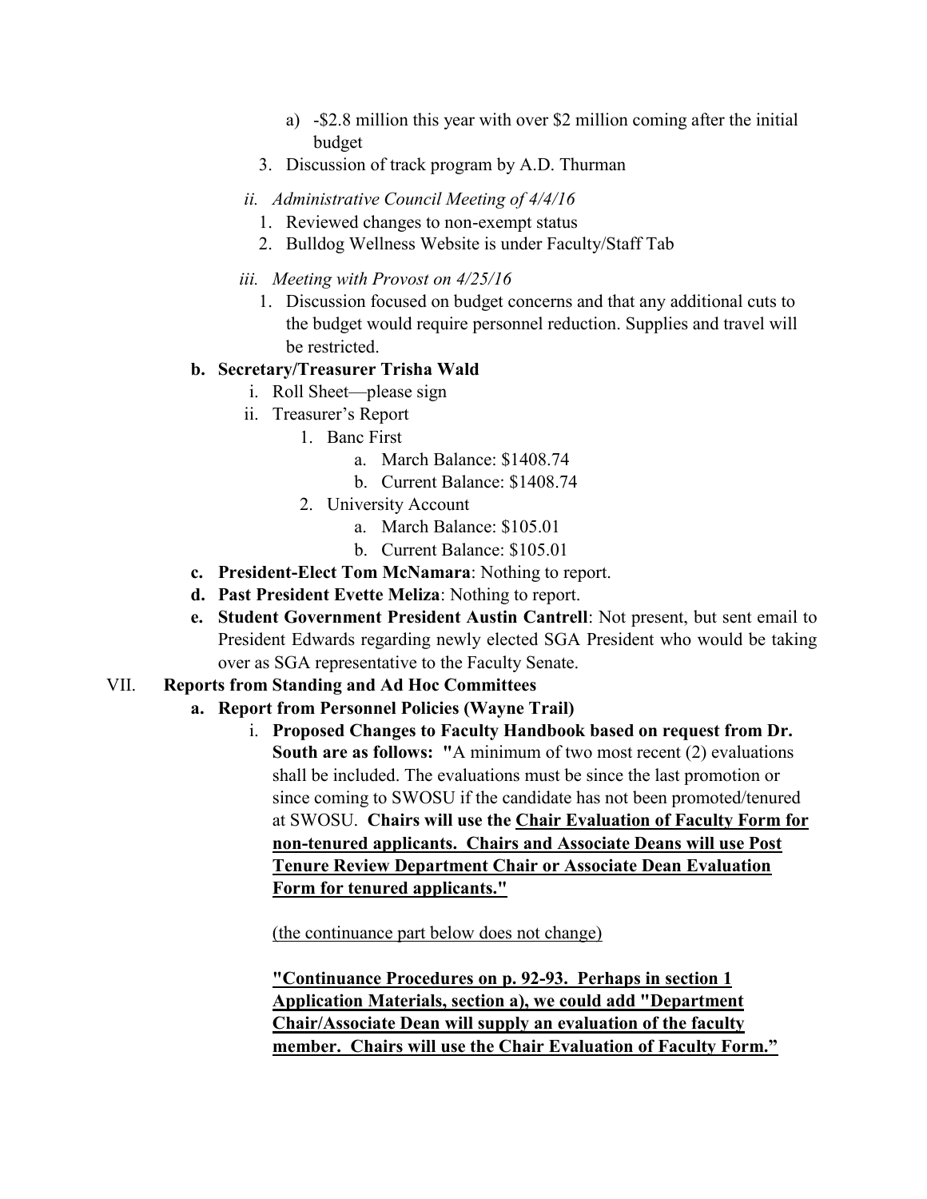a) -$2.8 million this year with over $2 million coming after the initial budget

3. Discussion of track program by A.D. Thurman

*ii. Administrative Council Meeting of 4/4/16*

1. Reviewed changes to non-exempt status
2. Bulldog Wellness Website is under Faculty/Staff Tab

*iii. Meeting with Provost on 4/25/16*

1. Discussion focused on budget concerns and that any additional cuts to the budget would require personnel reduction. Supplies and travel will be restricted.

**b. Secretary/Treasurer Trisha Wald**

i. Roll Sheet—please sign

ii. Treasurer's Report

1. Banc First
   a. March Balance: $1408.74
   b. Current Balance: $1408.74
2. University Account
   a. March Balance: $105.01
   b. Current Balance: $105.01

**c. President-Elect Tom McNamara**: Nothing to report.

**d. Past President Evette Meliza**: Nothing to report.

**e. Student Government President Austin Cantrell**: Not present, but sent email to President Edwards regarding newly elected SGA President who would be taking over as SGA representative to the Faculty Senate.

VII. **Reports from Standing and Ad Hoc Committees**

**a. Report from Personnel Policies (Wayne Trail)**

i. **Proposed Changes to Faculty Handbook based on request from Dr. South are as follows: "**A minimum of two most recent (2) evaluations shall be included. The evaluations must be since the last promotion or since coming to SWOSU if the candidate has not been promoted/tenured at SWOSU. **Chairs will use the <u>Chair Evaluation of Faculty Form for non-tenured applicants. Chairs and Associate Deans will use Post Tenure Review Department Chair or Associate Dean Evaluation Form for tenured applicants."</u>**

<u>(the continuance part below does not change)</u>

**<u>"Continuance Procedures on p. 92-93. Perhaps in section 1 Application Materials, section a), we could add "Department Chair/Associate Dean will supply an evaluation of the faculty member. Chairs will use the Chair Evaluation of Faculty Form."</u>**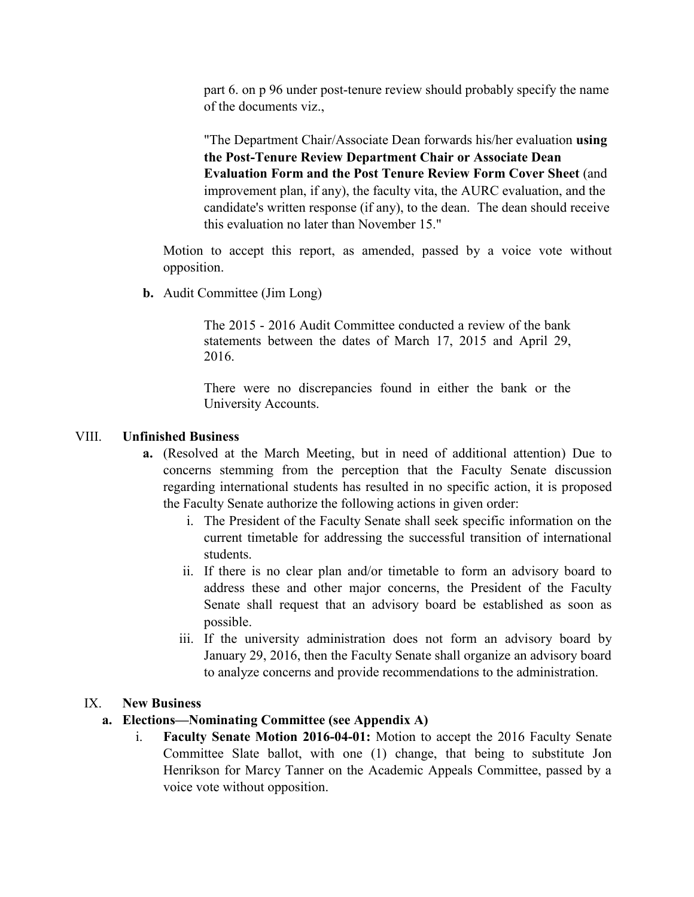part 6. on p 96 under post-tenure review should probably specify the name of the documents viz.,

"The Department Chair/Associate Dean forwards his/her evaluation **using the Post-Tenure Review Department Chair or Associate Dean Evaluation Form and the Post Tenure Review Form Cover Sheet** (and improvement plan, if any), the faculty vita, the AURC evaluation, and the candidate's written response (if any), to the dean. The dean should receive this evaluation no later than November 15."

Motion to accept this report, as amended, passed by a voice vote without opposition.

**b.** Audit Committee (Jim Long)

> The 2015 - 2016 Audit Committee conducted a review of the bank statements between the dates of March 17, 2015 and April 29, 2016.
>
> There were no discrepancies found in either the bank or the University Accounts.

VIII. **Unfinished Business**

**a.** (Resolved at the March Meeting, but in need of additional attention) Due to concerns stemming from the perception that the Faculty Senate discussion regarding international students has resulted in no specific action, it is proposed the Faculty Senate authorize the following actions in given order:

i. The President of the Faculty Senate shall seek specific information on the current timetable for addressing the successful transition of international students.

ii. If there is no clear plan and/or timetable to form an advisory board to address these and other major concerns, the President of the Faculty Senate shall request that an advisory board be established as soon as possible.

iii. If the university administration does not form an advisory board by January 29, 2016, then the Faculty Senate shall organize an advisory board to analyze concerns and provide recommendations to the administration.

IX. **New Business**

**a. Elections—Nominating Committee (see Appendix A)**

i. **Faculty Senate Motion 2016-04-01:** Motion to accept the 2016 Faculty Senate Committee Slate ballot, with one (1) change, that being to substitute Jon Henrikson for Marcy Tanner on the Academic Appeals Committee, passed by a voice vote without opposition.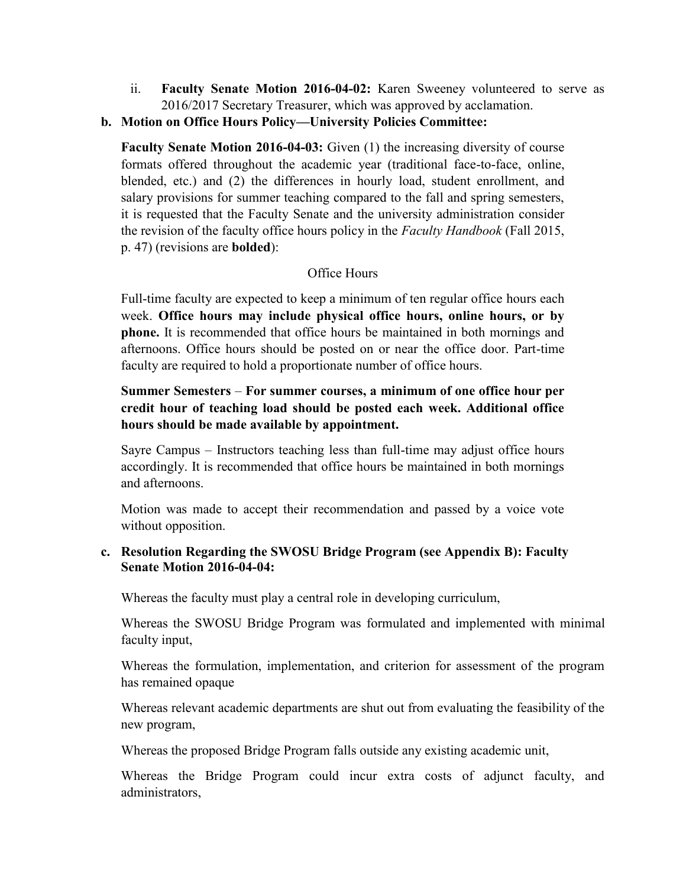ii. **Faculty Senate Motion 2016-04-02:** Karen Sweeney volunteered to serve as 2016/2017 Secretary Treasurer, which was approved by acclamation.

**b. Motion on Office Hours Policy—University Policies Committee:**

**Faculty Senate Motion 2016-04-03:** Given (1) the increasing diversity of course formats offered throughout the academic year (traditional face-to-face, online, blended, etc.) and (2) the differences in hourly load, student enrollment, and salary provisions for summer teaching compared to the fall and spring semesters, it is requested that the Faculty Senate and the university administration consider the revision of the faculty office hours policy in the *Faculty Handbook* (Fall 2015, p. 47) (revisions are **bolded**):

Office Hours

Full-time faculty are expected to keep a minimum of ten regular office hours each week. **Office hours may include physical office hours, online hours, or by phone.** It is recommended that office hours be maintained in both mornings and afternoons. Office hours should be posted on or near the office door. Part-time faculty are required to hold a proportionate number of office hours.

**Summer Semesters** – **For summer courses, a minimum of one office hour per credit hour of teaching load should be posted each week. Additional office hours should be made available by appointment.**

Sayre Campus – Instructors teaching less than full-time may adjust office hours accordingly. It is recommended that office hours be maintained in both mornings and afternoons.

Motion was made to accept their recommendation and passed by a voice vote without opposition.

**c. Resolution Regarding the SWOSU Bridge Program (see Appendix B): Faculty Senate Motion 2016-04-04:**

Whereas the faculty must play a central role in developing curriculum,

Whereas the SWOSU Bridge Program was formulated and implemented with minimal faculty input,

Whereas the formulation, implementation, and criterion for assessment of the program has remained opaque

Whereas relevant academic departments are shut out from evaluating the feasibility of the new program,

Whereas the proposed Bridge Program falls outside any existing academic unit,

Whereas the Bridge Program could incur extra costs of adjunct faculty, and administrators,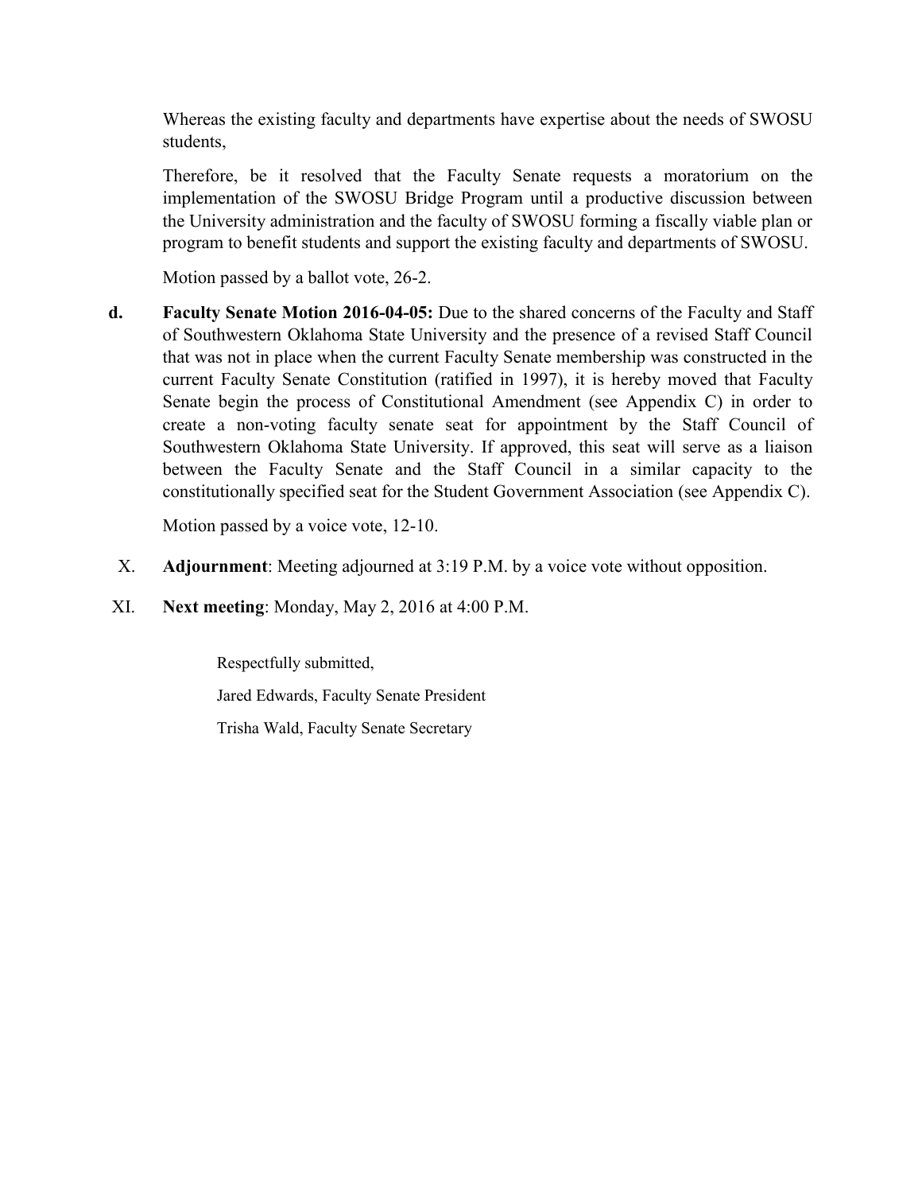Whereas the existing faculty and departments have expertise about the needs of SWOSU students,

Therefore, be it resolved that the Faculty Senate requests a moratorium on the implementation of the SWOSU Bridge Program until a productive discussion between the University administration and the faculty of SWOSU forming a fiscally viable plan or program to benefit students and support the existing faculty and departments of SWOSU.

Motion passed by a ballot vote, 26-2.

**d.** **Faculty Senate Motion 2016-04-05:** Due to the shared concerns of the Faculty and Staff of Southwestern Oklahoma State University and the presence of a revised Staff Council that was not in place when the current Faculty Senate membership was constructed in the current Faculty Senate Constitution (ratified in 1997), it is hereby moved that Faculty Senate begin the process of Constitutional Amendment (see Appendix C) in order to create a non-voting faculty senate seat for appointment by the Staff Council of Southwestern Oklahoma State University. If approved, this seat will serve as a liaison between the Faculty Senate and the Staff Council in a similar capacity to the constitutionally specified seat for the Student Government Association (see Appendix C).

Motion passed by a voice vote, 12-10.

X. **Adjournment**: Meeting adjourned at 3:19 P.M. by a voice vote without opposition.

XI. **Next meeting**: Monday, May 2, 2016 at 4:00 P.M.

Respectfully submitted,

Jared Edwards, Faculty Senate President

Trisha Wald, Faculty Senate Secretary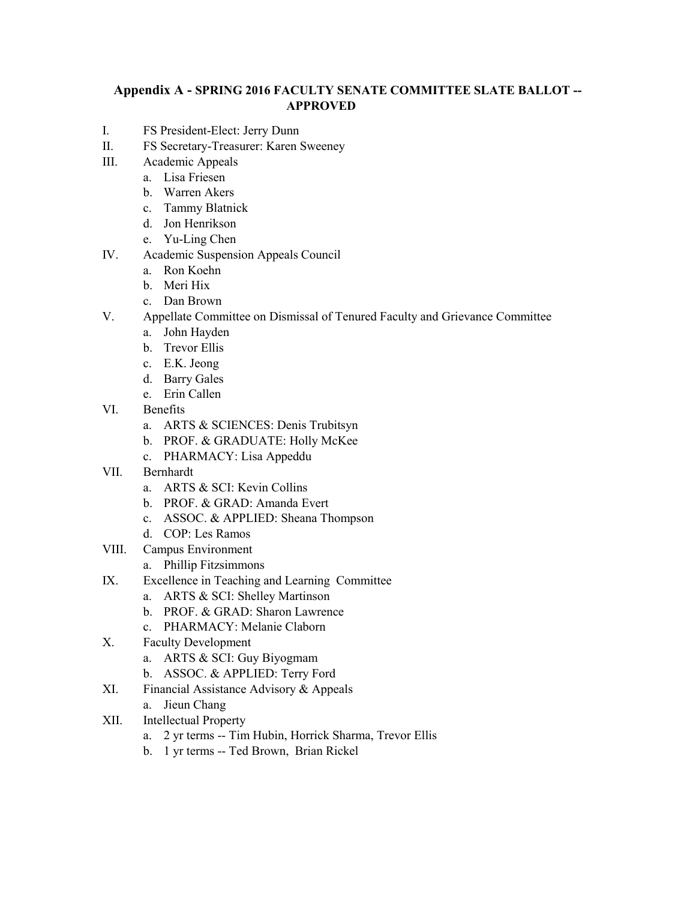## Appendix A - SPRING 2016 FACULTY SENATE COMMITTEE SLATE BALLOT -- APPROVED

I. FS President-Elect: Jerry Dunn

II. FS Secretary-Treasurer: Karen Sweeney

III. Academic Appeals
   a. Lisa Friesen
   b. Warren Akers
   c. Tammy Blatnick
   d. Jon Henrikson
   e. Yu-Ling Chen

IV. Academic Suspension Appeals Council
   a. Ron Koehn
   b. Meri Hix
   c. Dan Brown

V. Appellate Committee on Dismissal of Tenured Faculty and Grievance Committee
   a. John Hayden
   b. Trevor Ellis
   c. E.K. Jeong
   d. Barry Gales
   e. Erin Callen

VI. Benefits
   a. ARTS & SCIENCES: Denis Trubitsyn
   b. PROF. & GRADUATE: Holly McKee
   c. PHARMACY: Lisa Appeddu

VII. Bernhardt
   a. ARTS & SCI: Kevin Collins
   b. PROF. & GRAD: Amanda Evert
   c. ASSOC. & APPLIED: Sheana Thompson
   d. COP: Les Ramos

VIII. Campus Environment
   a. Phillip Fitzsimmons

IX. Excellence in Teaching and Learning Committee
   a. ARTS & SCI: Shelley Martinson
   b. PROF. & GRAD: Sharon Lawrence
   c. PHARMACY: Melanie Claborn

X. Faculty Development
   a. ARTS & SCI: Guy Biyogmam
   b. ASSOC. & APPLIED: Terry Ford

XI. Financial Assistance Advisory & Appeals
   a. Jieun Chang

XII. Intellectual Property
   a. 2 yr terms -- Tim Hubin, Horrick Sharma, Trevor Ellis
   b. 1 yr terms -- Ted Brown, Brian Rickel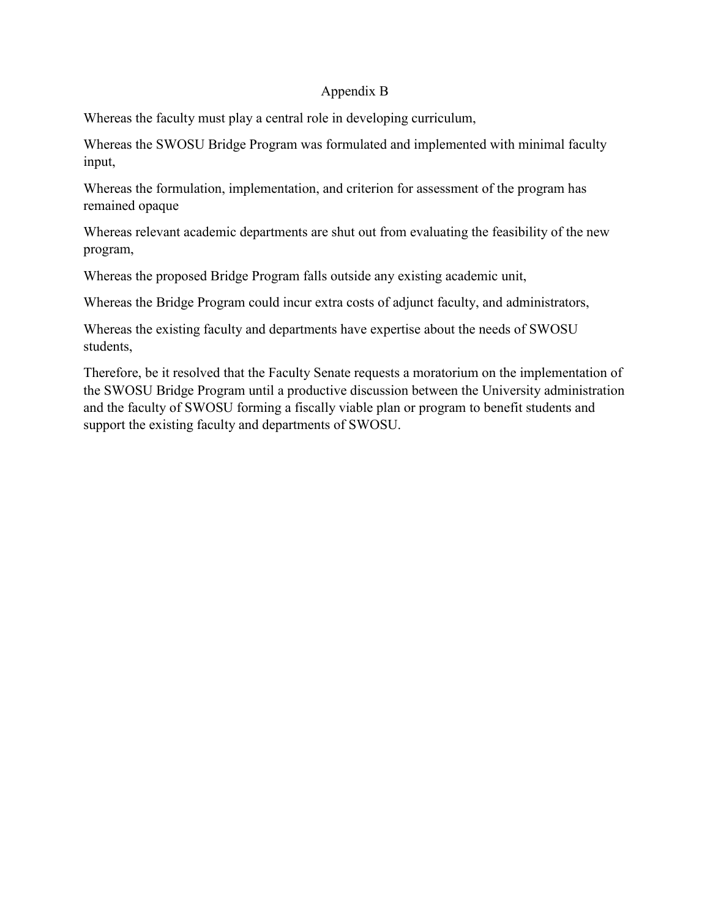# Appendix B

Whereas the faculty must play a central role in developing curriculum,

Whereas the SWOSU Bridge Program was formulated and implemented with minimal faculty input,

Whereas the formulation, implementation, and criterion for assessment of the program has remained opaque

Whereas relevant academic departments are shut out from evaluating the feasibility of the new program,

Whereas the proposed Bridge Program falls outside any existing academic unit,

Whereas the Bridge Program could incur extra costs of adjunct faculty, and administrators,

Whereas the existing faculty and departments have expertise about the needs of SWOSU students,

Therefore, be it resolved that the Faculty Senate requests a moratorium on the implementation of the SWOSU Bridge Program until a productive discussion between the University administration and the faculty of SWOSU forming a fiscally viable plan or program to benefit students and support the existing faculty and departments of SWOSU.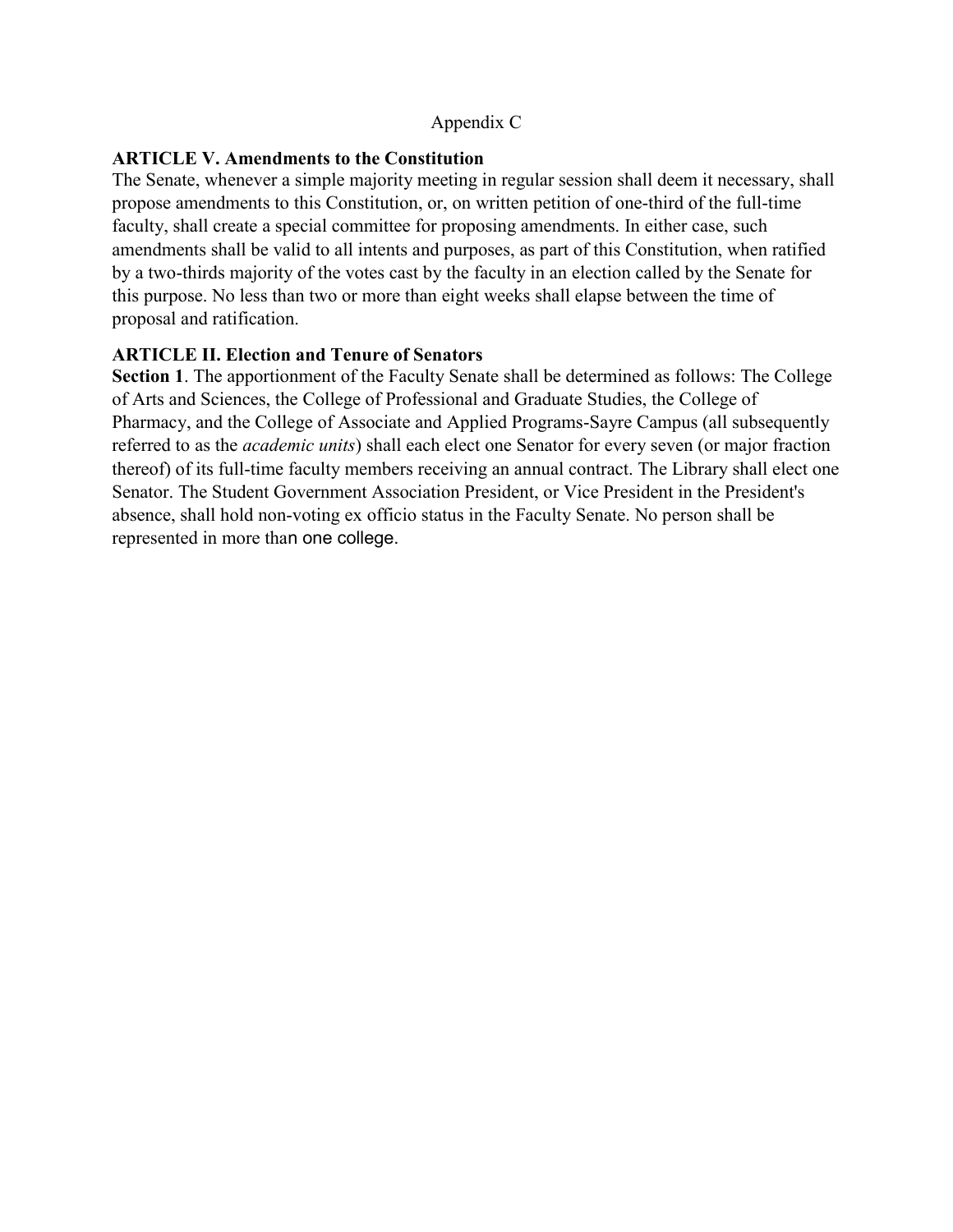Appendix C

**ARTICLE V. Amendments to the Constitution**
The Senate, whenever a simple majority meeting in regular session shall deem it necessary, shall propose amendments to this Constitution, or, on written petition of one-third of the full-time faculty, shall create a special committee for proposing amendments. In either case, such amendments shall be valid to all intents and purposes, as part of this Constitution, when ratified by a two-thirds majority of the votes cast by the faculty in an election called by the Senate for this purpose. No less than two or more than eight weeks shall elapse between the time of proposal and ratification.

**ARTICLE II. Election and Tenure of Senators**
**Section 1**. The apportionment of the Faculty Senate shall be determined as follows: The College of Arts and Sciences, the College of Professional and Graduate Studies, the College of Pharmacy, and the College of Associate and Applied Programs-Sayre Campus (all subsequently referred to as the *academic units*) shall each elect one Senator for every seven (or major fraction thereof) of its full-time faculty members receiving an annual contract. The Library shall elect one Senator. The Student Government Association President, or Vice President in the President's absence, shall hold non-voting ex officio status in the Faculty Senate. No person shall be represented in more than one college.